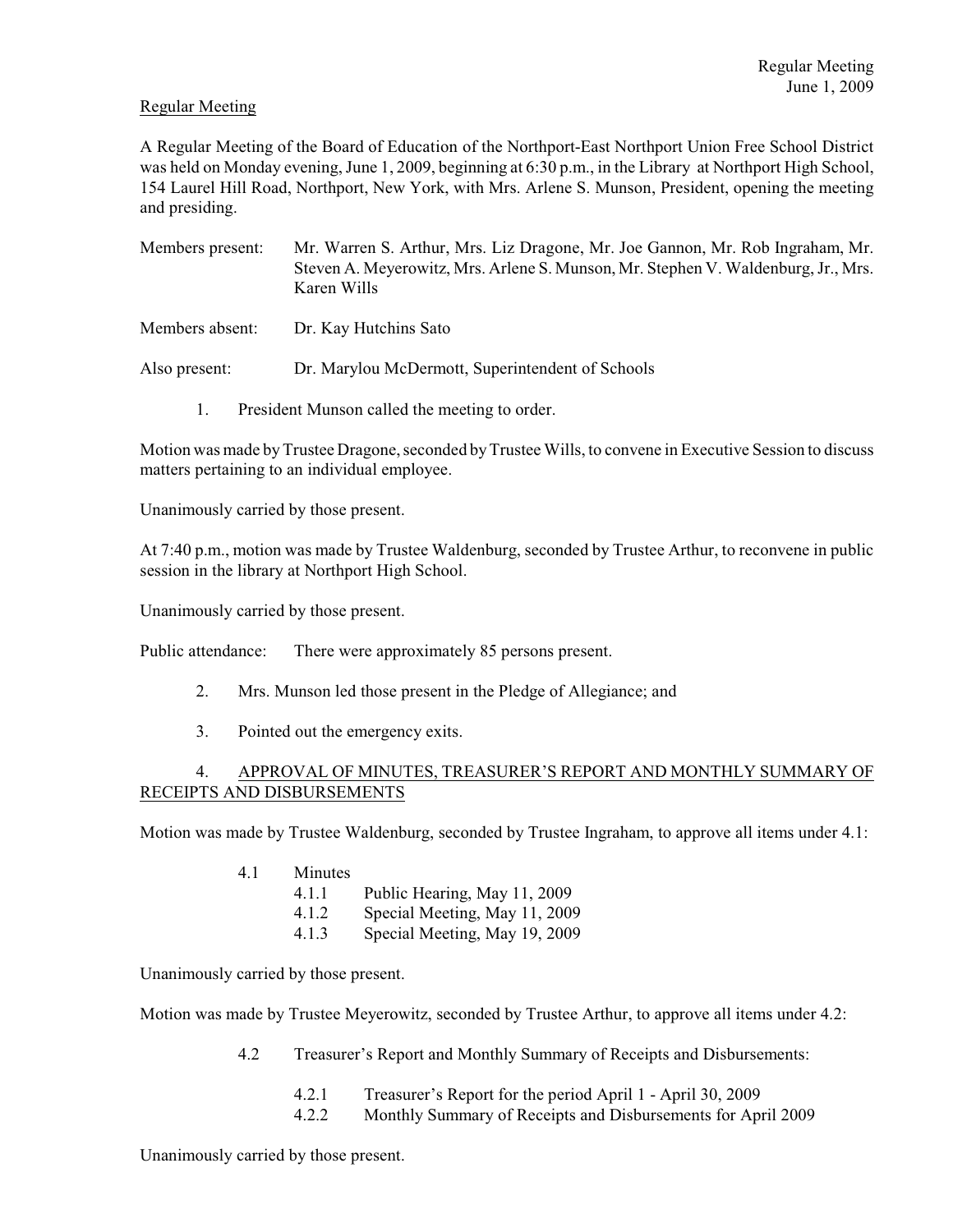Regular Meeting

A Regular Meeting of the Board of Education of the Northport-East Northport Union Free School District was held on Monday evening, June 1, 2009, beginning at 6:30 p.m., in the Library at Northport High School, 154 Laurel Hill Road, Northport, New York, with Mrs. Arlene S. Munson, President, opening the meeting and presiding.

Members present: Mr. Warren S. Arthur, Mrs. Liz Dragone, Mr. Joe Gannon, Mr. Rob Ingraham, Mr. Steven A. Meyerowitz, Mrs. Arlene S. Munson, Mr. Stephen V. Waldenburg, Jr., Mrs. Karen Wills

Members absent: Dr. Kay Hutchins Sato

Also present: Dr. Marylou McDermott, Superintendent of Schools

1. President Munson called the meeting to order.

Motion was made by Trustee Dragone, seconded by Trustee Wills, to convene in Executive Session to discuss matters pertaining to an individual employee.

Unanimously carried by those present.

At 7:40 p.m., motion was made by Trustee Waldenburg, seconded by Trustee Arthur, to reconvene in public session in the library at Northport High School.

Unanimously carried by those present.

Public attendance: There were approximately 85 persons present.

2. Mrs. Munson led those present in the Pledge of Allegiance; and

3. Pointed out the emergency exits.

4. APPROVAL OF MINUTES, TREASURER'S REPORT AND MONTHLY SUMMARY OF RECEIPTS AND DISBURSEMENTS

Motion was made by Trustee Waldenburg, seconded by Trustee Ingraham, to approve all items under 4.1:

- 4.1 Minutes
  - 4.1.1 Public Hearing, May 11, 2009
  - 4.1.2 Special Meeting, May 11, 2009
  - 4.1.3 Special Meeting, May 19, 2009

Unanimously carried by those present.

Motion was made by Trustee Meyerowitz, seconded by Trustee Arthur, to approve all items under 4.2:

- 4.2 Treasurer's Report and Monthly Summary of Receipts and Disbursements:
  - 4.2.1 Treasurer's Report for the period April 1 - April 30, 2009
  - 4.2.2 Monthly Summary of Receipts and Disbursements for April 2009

Unanimously carried by those present.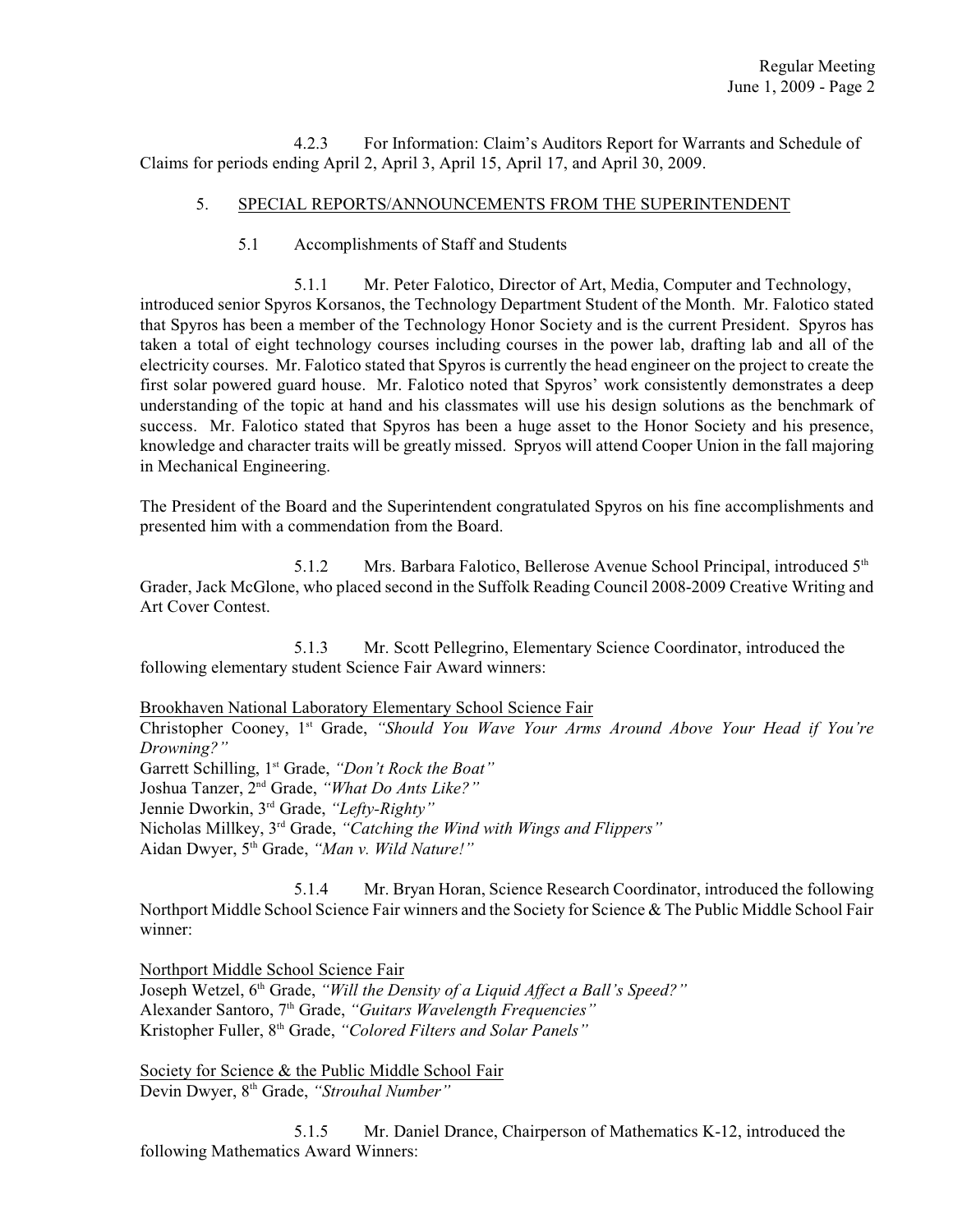4.2.3 For Information: Claim's Auditors Report for Warrants and Schedule of Claims for periods ending April 2, April 3, April 15, April 17, and April 30, 2009.

5. SPECIAL REPORTS/ANNOUNCEMENTS FROM THE SUPERINTENDENT

5.1 Accomplishments of Staff and Students

5.1.1 Mr. Peter Falotico, Director of Art, Media, Computer and Technology, introduced senior Spyros Korsanos, the Technology Department Student of the Month. Mr. Falotico stated that Spyros has been a member of the Technology Honor Society and is the current President. Spyros has taken a total of eight technology courses including courses in the power lab, drafting lab and all of the electricity courses. Mr. Falotico stated that Spyros is currently the head engineer on the project to create the first solar powered guard house. Mr. Falotico noted that Spyros' work consistently demonstrates a deep understanding of the topic at hand and his classmates will use his design solutions as the benchmark of success. Mr. Falotico stated that Spyros has been a huge asset to the Honor Society and his presence, knowledge and character traits will be greatly missed. Spryos will attend Cooper Union in the fall majoring in Mechanical Engineering.

The President of the Board and the Superintendent congratulated Spyros on his fine accomplishments and presented him with a commendation from the Board.

5.1.2 Mrs. Barbara Falotico, Bellerose Avenue School Principal, introduced 5th Grader, Jack McGlone, who placed second in the Suffolk Reading Council 2008-2009 Creative Writing and Art Cover Contest.

5.1.3 Mr. Scott Pellegrino, Elementary Science Coordinator, introduced the following elementary student Science Fair Award winners:

Brookhaven National Laboratory Elementary School Science Fair
Christopher Cooney, 1st Grade, *"Should You Wave Your Arms Around Above Your Head if You're Drowning?"*
Garrett Schilling, 1st Grade, *"Don't Rock the Boat"*
Joshua Tanzer, 2nd Grade, *"What Do Ants Like?"*
Jennie Dworkin, 3rd Grade, *"Lefty-Righty"*
Nicholas Millkey, 3rd Grade, *"Catching the Wind with Wings and Flippers"*
Aidan Dwyer, 5th Grade, *"Man v. Wild Nature!"*

5.1.4 Mr. Bryan Horan, Science Research Coordinator, introduced the following Northport Middle School Science Fair winners and the Society for Science & The Public Middle School Fair winner:

Northport Middle School Science Fair
Joseph Wetzel, 6th Grade, *"Will the Density of a Liquid Affect a Ball's Speed?"*
Alexander Santoro, 7th Grade, *"Guitars Wavelength Frequencies"*
Kristopher Fuller, 8th Grade, *"Colored Filters and Solar Panels"*

Society for Science & the Public Middle School Fair
Devin Dwyer, 8th Grade, *"Strouhal Number"*

5.1.5 Mr. Daniel Drance, Chairperson of Mathematics K-12, introduced the following Mathematics Award Winners: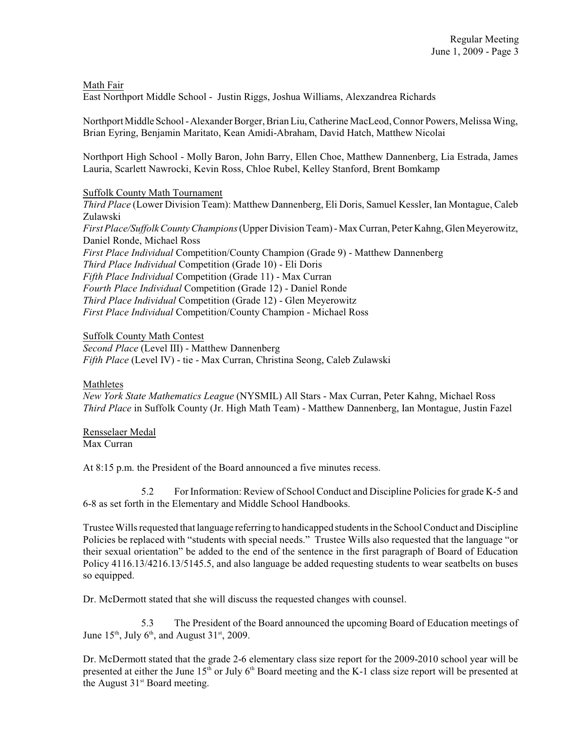Math Fair

East Northport Middle School - Justin Riggs, Joshua Williams, Alexzandrea Richards

Northport Middle School - Alexander Borger, Brian Liu, Catherine MacLeod, Connor Powers, Melissa Wing, Brian Eyring, Benjamin Maritato, Kean Amidi-Abraham, David Hatch, Matthew Nicolai

Northport High School - Molly Baron, John Barry, Ellen Choe, Matthew Dannenberg, Lia Estrada, James Lauria, Scarlett Nawrocki, Kevin Ross, Chloe Rubel, Kelley Stanford, Brent Bomkamp

Suffolk County Math Tournament

*Third Place* (Lower Division Team): Matthew Dannenberg, Eli Doris, Samuel Kessler, Ian Montague, Caleb Zulawski

*First Place/Suffolk County Champions* (Upper Division Team) - Max Curran, Peter Kahng, Glen Meyerowitz, Daniel Ronde, Michael Ross

*First Place Individual* Competition/County Champion (Grade 9) - Matthew Dannenberg

*Third Place Individual* Competition (Grade 10) - Eli Doris

*Fifth Place Individual* Competition (Grade 11) - Max Curran

*Fourth Place Individual* Competition (Grade 12) - Daniel Ronde

*Third Place Individual* Competition (Grade 12) - Glen Meyerowitz

*First Place Individual* Competition/County Champion - Michael Ross

Suffolk County Math Contest

*Second Place* (Level III) - Matthew Dannenberg

*Fifth Place* (Level IV) - tie - Max Curran, Christina Seong, Caleb Zulawski

Mathletes

*New York State Mathematics League* (NYSMIL) All Stars - Max Curran, Peter Kahng, Michael Ross

*Third Place* in Suffolk County (Jr. High Math Team) - Matthew Dannenberg, Ian Montague, Justin Fazel

Rensselaer Medal

Max Curran

At 8:15 p.m. the President of the Board announced a five minutes recess.

5.2 For Information: Review of School Conduct and Discipline Policies for grade K-5 and 6-8 as set forth in the Elementary and Middle School Handbooks.

Trustee Wills requested that language referring to handicapped students in the School Conduct and Discipline Policies be replaced with "students with special needs." Trustee Wills also requested that the language "or their sexual orientation" be added to the end of the sentence in the first paragraph of Board of Education Policy 4116.13/4216.13/5145.5, and also language be added requesting students to wear seatbelts on buses so equipped.

Dr. McDermott stated that she will discuss the requested changes with counsel.

5.3 The President of the Board announced the upcoming Board of Education meetings of June 15th, July 6th, and August 31st, 2009.

Dr. McDermott stated that the grade 2-6 elementary class size report for the 2009-2010 school year will be presented at either the June 15th or July 6th Board meeting and the K-1 class size report will be presented at the August 31st Board meeting.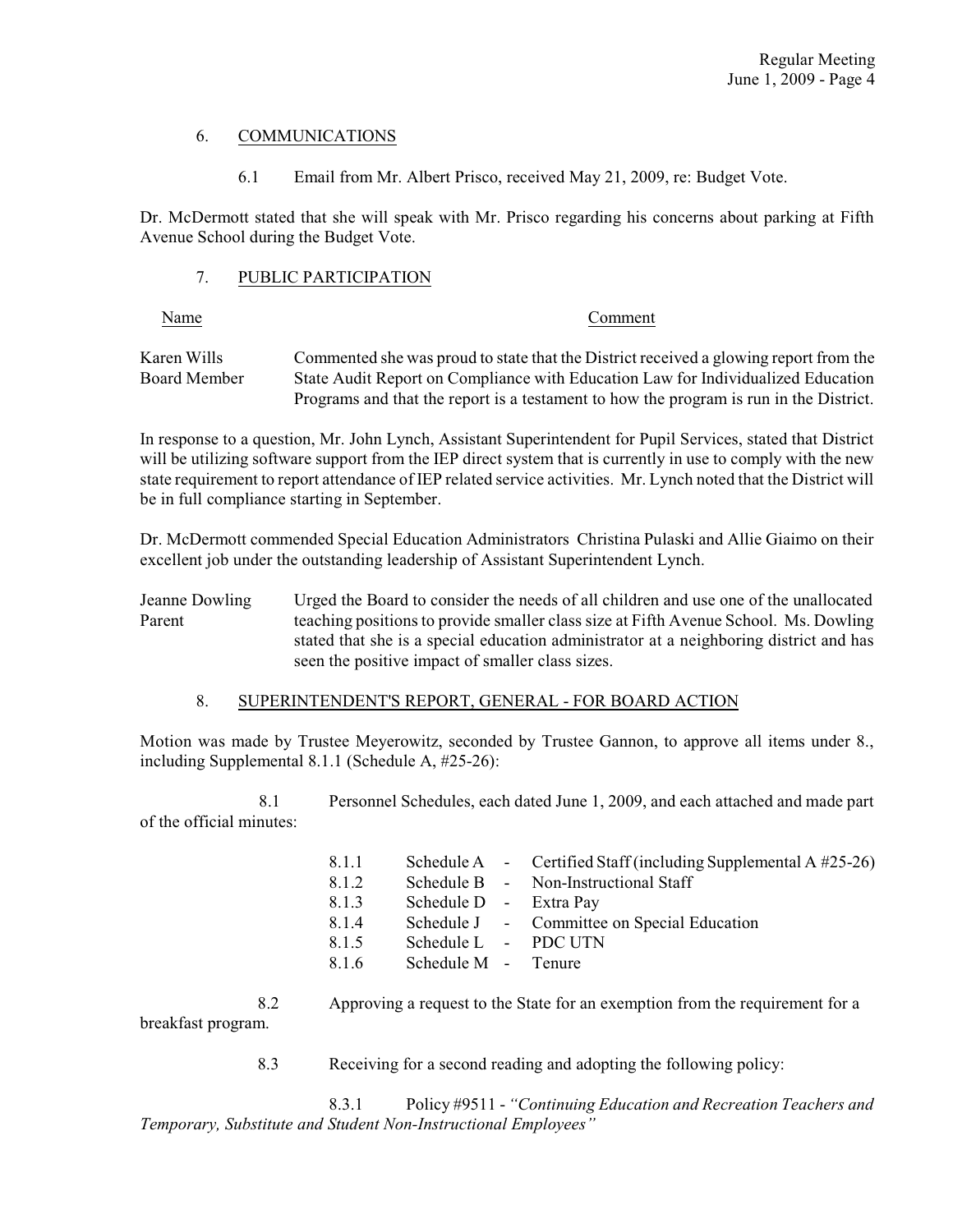## 6. COMMUNICATIONS

6.1 Email from Mr. Albert Prisco, received May 21, 2009, re: Budget Vote.

Dr. McDermott stated that she will speak with Mr. Prisco regarding his concerns about parking at Fifth Avenue School during the Budget Vote.

## 7. PUBLIC PARTICIPATION

| Name | Comment |
| --- | --- |
| Karen Wills<br>Board Member | Commented she was proud to state that the District received a glowing report from the State Audit Report on Compliance with Education Law for Individualized Education Programs and that the report is a testament to how the program is run in the District. |

In response to a question, Mr. John Lynch, Assistant Superintendent for Pupil Services, stated that District will be utilizing software support from the IEP direct system that is currently in use to comply with the new state requirement to report attendance of IEP related service activities. Mr. Lynch noted that the District will be in full compliance starting in September.

Dr. McDermott commended Special Education Administrators Christina Pulaski and Allie Giaimo on their excellent job under the outstanding leadership of Assistant Superintendent Lynch.

| Name | Comment |
| --- | --- |
| Jeanne Dowling<br>Parent | Urged the Board to consider the needs of all children and use one of the unallocated teaching positions to provide smaller class size at Fifth Avenue School. Ms. Dowling stated that she is a special education administrator at a neighboring district and has seen the positive impact of smaller class sizes. |

## 8. SUPERINTENDENT'S REPORT, GENERAL - FOR BOARD ACTION

Motion was made by Trustee Meyerowitz, seconded by Trustee Gannon, to approve all items under 8., including Supplemental 8.1.1 (Schedule A, #25-26):

8.1 Personnel Schedules, each dated June 1, 2009, and each attached and made part of the official minutes:

| | | | |
| --- | --- | --- | --- |
| 8.1.1 | Schedule A | - | Certified Staff (including Supplemental A #25-26) |
| 8.1.2 | Schedule B | - | Non-Instructional Staff |
| 8.1.3 | Schedule D | - | Extra Pay |
| 8.1.4 | Schedule J | - | Committee on Special Education |
| 8.1.5 | Schedule L | - | PDC UTN |
| 8.1.6 | Schedule M | - | Tenure |

8.2 Approving a request to the State for an exemption from the requirement for a breakfast program.

8.3 Receiving for a second reading and adopting the following policy:

8.3.1 Policy #9511 - *"Continuing Education and Recreation Teachers and Temporary, Substitute and Student Non-Instructional Employees"*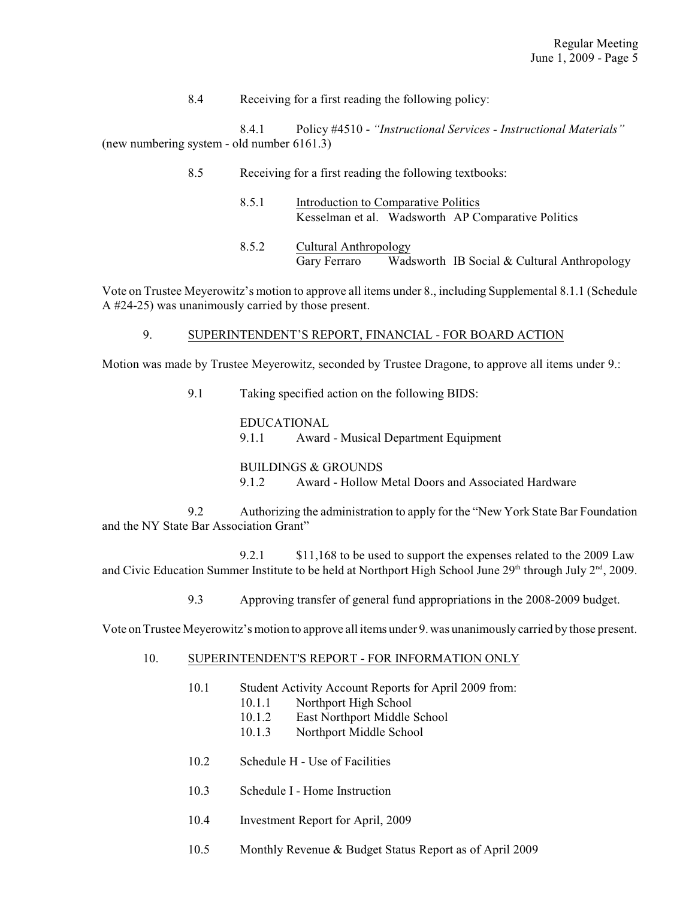8.4 Receiving for a first reading the following policy:

8.4.1 Policy #4510 - *"Instructional Services - Instructional Materials"* (new numbering system - old number 6161.3)

8.5 Receiving for a first reading the following textbooks:

8.5.1 Introduction to Comparative Politics
Kesselman et al. Wadsworth AP Comparative Politics

8.5.2 Cultural Anthropology
Gary Ferraro Wadsworth IB Social & Cultural Anthropology

Vote on Trustee Meyerowitz's motion to approve all items under 8., including Supplemental 8.1.1 (Schedule A #24-25) was unanimously carried by those present.

9. SUPERINTENDENT'S REPORT, FINANCIAL - FOR BOARD ACTION

Motion was made by Trustee Meyerowitz, seconded by Trustee Dragone, to approve all items under 9.:

9.1 Taking specified action on the following BIDS:

EDUCATIONAL
9.1.1 Award - Musical Department Equipment

BUILDINGS & GROUNDS
9.1.2 Award - Hollow Metal Doors and Associated Hardware

9.2 Authorizing the administration to apply for the "New York State Bar Foundation and the NY State Bar Association Grant"

9.2.1 $11,168 to be used to support the expenses related to the 2009 Law and Civic Education Summer Institute to be held at Northport High School June 29th through July 2nd, 2009.

9.3 Approving transfer of general fund appropriations in the 2008-2009 budget.

Vote on Trustee Meyerowitz's motion to approve all items under 9. was unanimously carried by those present.

10. SUPERINTENDENT'S REPORT - FOR INFORMATION ONLY

10.1 Student Activity Account Reports for April 2009 from:
- 10.1.1 Northport High School
- 10.1.2 East Northport Middle School
- 10.1.3 Northport Middle School

10.2 Schedule H - Use of Facilities

10.3 Schedule I - Home Instruction

10.4 Investment Report for April, 2009

10.5 Monthly Revenue & Budget Status Report as of April 2009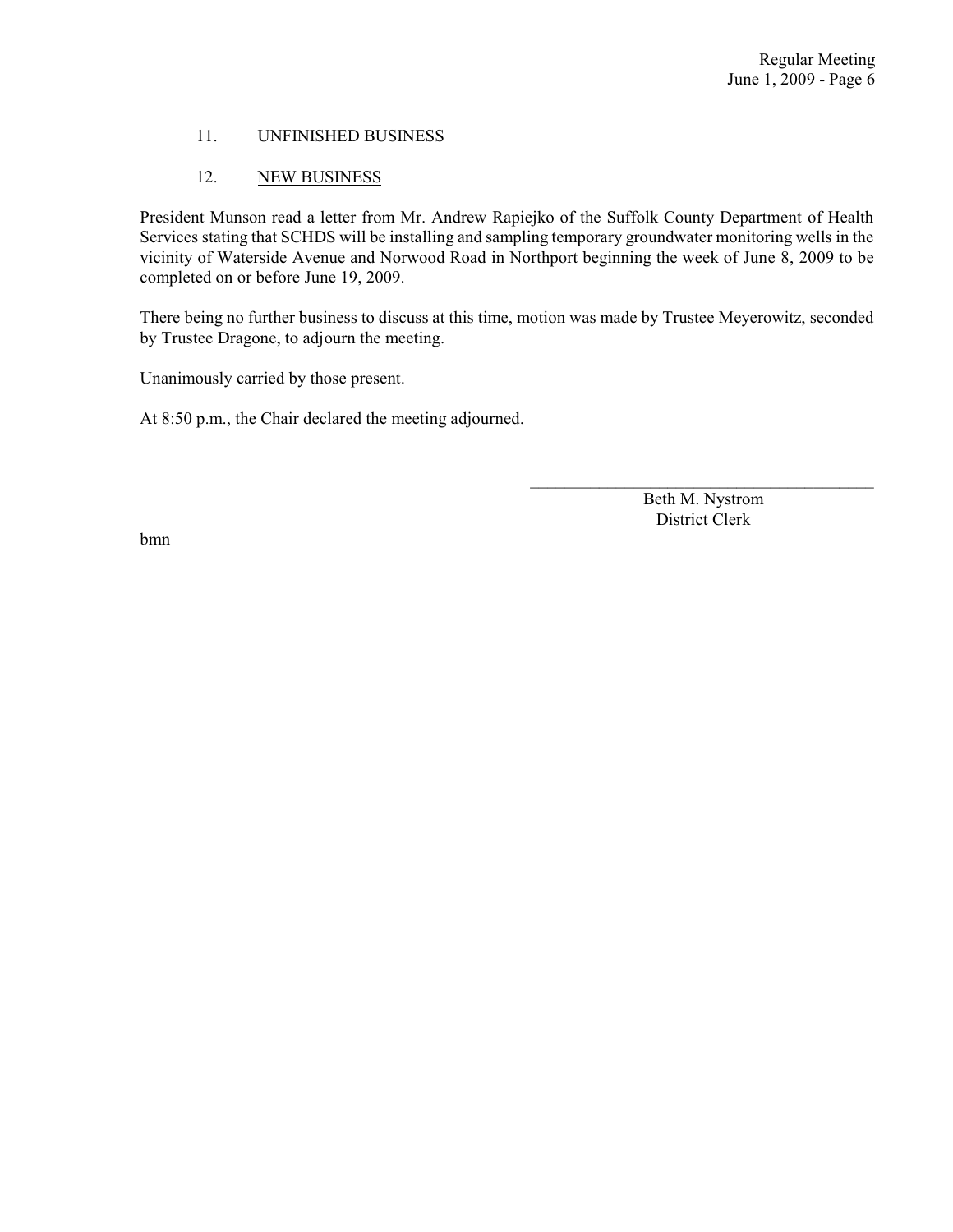11. UNFINISHED BUSINESS

12. NEW BUSINESS

President Munson read a letter from Mr. Andrew Rapiejko of the Suffolk County Department of Health Services stating that SCHDS will be installing and sampling temporary groundwater monitoring wells in the vicinity of Waterside Avenue and Norwood Road in Northport beginning the week of June 8, 2009 to be completed on or before June 19, 2009.

There being no further business to discuss at this time, motion was made by Trustee Meyerowitz, seconded by Trustee Dragone, to adjourn the meeting.

Unanimously carried by those present.

At 8:50 p.m., the Chair declared the meeting adjourned.

\_\_\_\_\_\_\_\_\_\_\_\_\_\_\_\_\_\_\_\_\_\_\_\_\_\_\_\_\_\_\_\_\_\_\_\_\_\_\_\_

Beth M. Nystrom
District Clerk

bmn